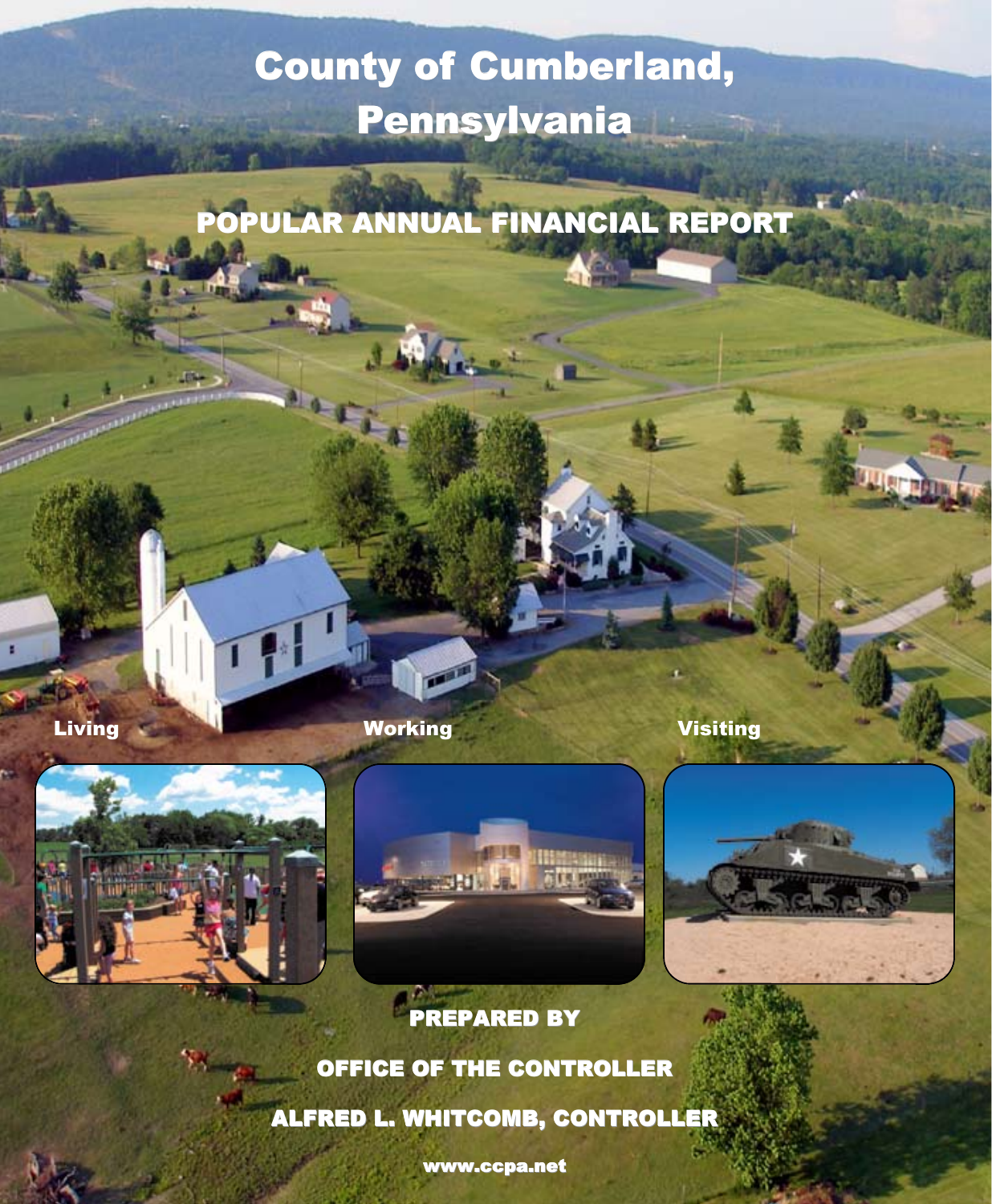# County of Cumberland, Pennsylvania

## POPULAR ANNUAL FINANCIAL REPORT

Living

Working

Visiting

**PREPARED BY**

**OFFICE OF THE CONTROLLER**

**ALFRED L. WHITCOMB, CONTROLLER**

www.ccpa.net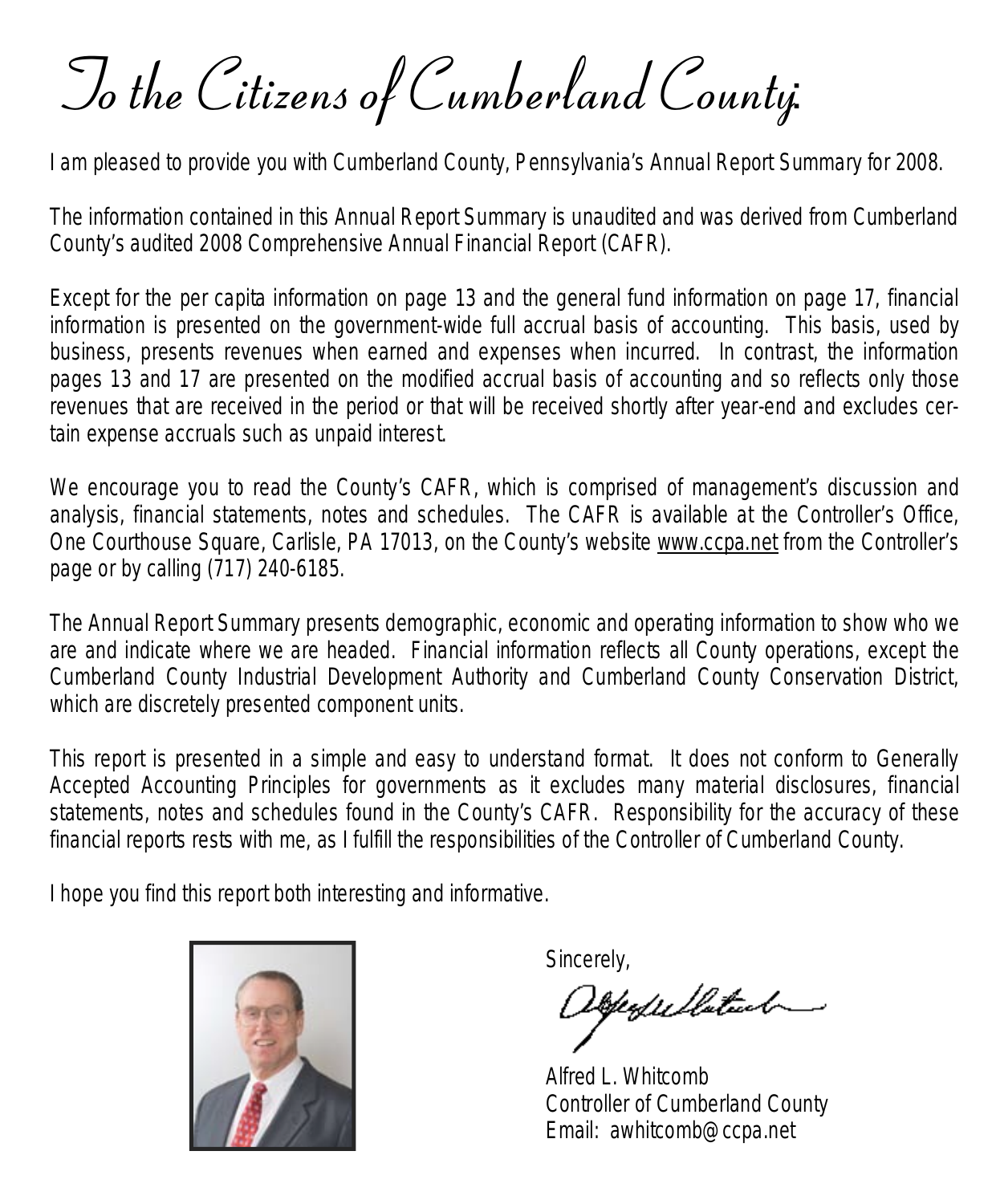# To the Citizens of Cumberland County:

I am pleased to provide you with Cumberland County, Pennsylvania's Annual Report Summary for 2008.

The information contained in this Annual Report Summary is unaudited and was derived from Cumberland County's audited 2008 Comprehensive Annual Financial Report (CAFR).

Except for the per capita information on page 13 and the general fund information on page 17, financial information is presented on the government-wide full accrual basis of accounting. This basis, used by business, presents revenues when earned and expenses when incurred. In contrast, the information pages 13 and 17 are presented on the modified accrual basis of accounting and so reflects only those revenues that are received in the period or that will be received shortly after year-end and excludes certain expense accruals such as unpaid interest.

We encourage you to read the County's CAFR, which is comprised of management's discussion and analysis, financial statements, notes and schedules. The CAFR is available at the Controller's Office, One Courthouse Square, Carlisle, PA 17013, on the County's website www.ccpa.net from the Controller's page or by calling (717) 240-6185.

The Annual Report Summary presents demographic, economic and operating information to show who we are and indicate where we are headed. Financial information reflects all County operations, except the Cumberland County Industrial Development Authority and Cumberland County Conservation District, which are discretely presented component units.

This report is presented in a simple and easy to understand format. It does not conform to Generally Accepted Accounting Principles for governments as it excludes many material disclosures, financial statements, notes and schedules found in the County's CAFR. Responsibility for the accuracy of these financial reports rests with me, as I fulfill the responsibilities of the Controller of Cumberland County.

I hope you find this report both interesting and informative.

Sincerely,

Alfred L. Whitcomb
Controller of Cumberland County
Email: awhitcomb@ccpa.net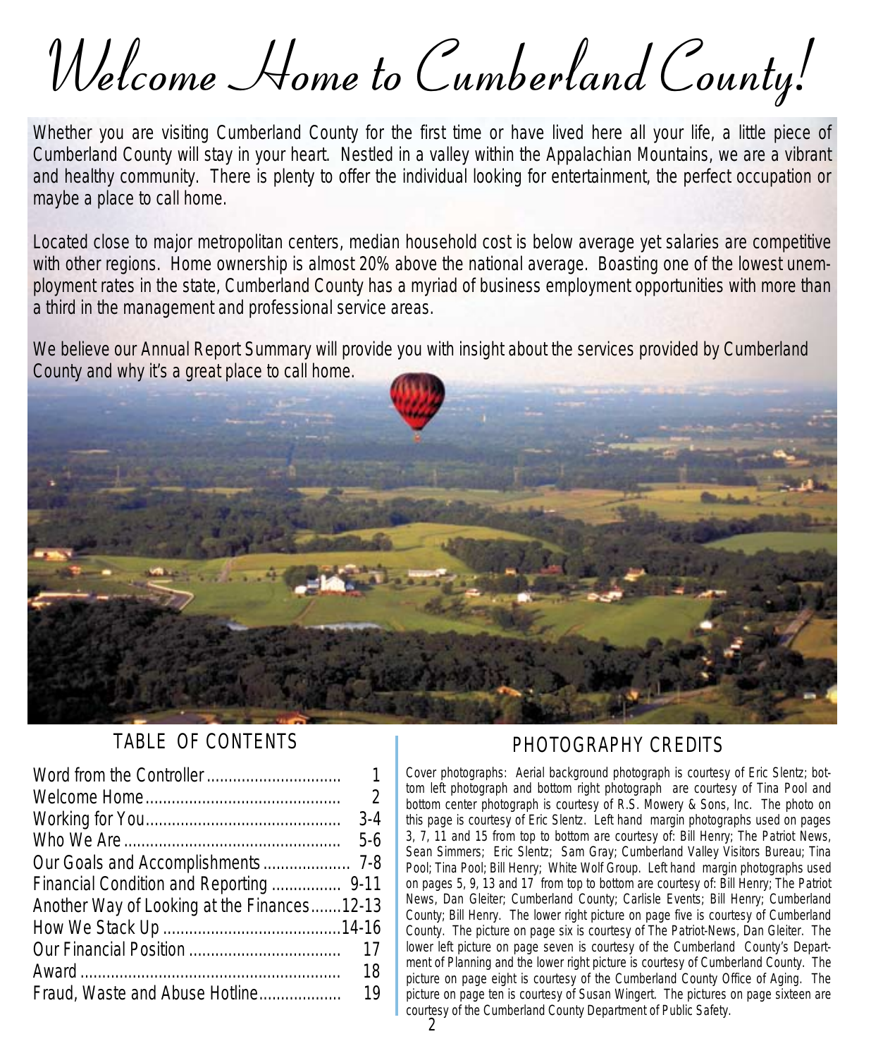# Welcome Home to Cumberland County!

Whether you are visiting Cumberland County for the first time or have lived here all your life, a little piece of Cumberland County will stay in your heart. Nestled in a valley within the Appalachian Mountains, we are a vibrant and healthy community. There is plenty to offer the individual looking for entertainment, the perfect occupation or maybe a place to call home.

Located close to major metropolitan centers, median household cost is below average yet salaries are competitive with other regions. Home ownership is almost 20% above the national average. Boasting one of the lowest unemployment rates in the state, Cumberland County has a myriad of business employment opportunities with more than a third in the management and professional service areas.

We believe our Annual Report Summary will provide you with insight about the services provided by Cumberland County and why it's a great place to call home.

## TABLE OF CONTENTS

| | |
|---|---|
| Word from the Controller | 1 |
| Welcome Home | 2 |
| Working for You | 3-4 |
| Who We Are | 5-6 |
| Our Goals and Accomplishments | 7-8 |
| Financial Condition and Reporting | 9-11 |
| Another Way of Looking at the Finances | 12-13 |
| How We Stack Up | 14-16 |
| Our Financial Position | 17 |
| Award | 18 |
| Fraud, Waste and Abuse Hotline | 19 |

## PHOTOGRAPHY CREDITS

Cover photographs: Aerial background photograph is courtesy of Eric Slentz; bottom left photograph and bottom right photograph are courtesy of Tina Pool and bottom center photograph is courtesy of R.S. Mowery & Sons, Inc. The photo on this page is courtesy of Eric Slentz. Left hand margin photographs used on pages 3, 7, 11 and 15 from top to bottom are courtesy of: Bill Henry; The Patriot News, Sean Simmers; Eric Slentz; Sam Gray; Cumberland Valley Visitors Bureau; Tina Pool; Tina Pool; Bill Henry; White Wolf Group. Left hand margin photographs used on pages 5, 9, 13 and 17 from top to bottom are courtesy of: Bill Henry; The Patriot News, Dan Gleiter; Cumberland County; Carlisle Events; Bill Henry; Cumberland County; Bill Henry. The lower right picture on page five is courtesy of Cumberland County. The picture on page six is courtesy of The Patriot-News, Dan Gleiter. The lower left picture on page seven is courtesy of the Cumberland County's Department of Planning and the lower right picture is courtesy of Cumberland County. The picture on page eight is courtesy of the Cumberland County Office of Aging. The picture on page ten is courtesy of Susan Wingert. The pictures on page sixteen are courtesy of the Cumberland County Department of Public Safety.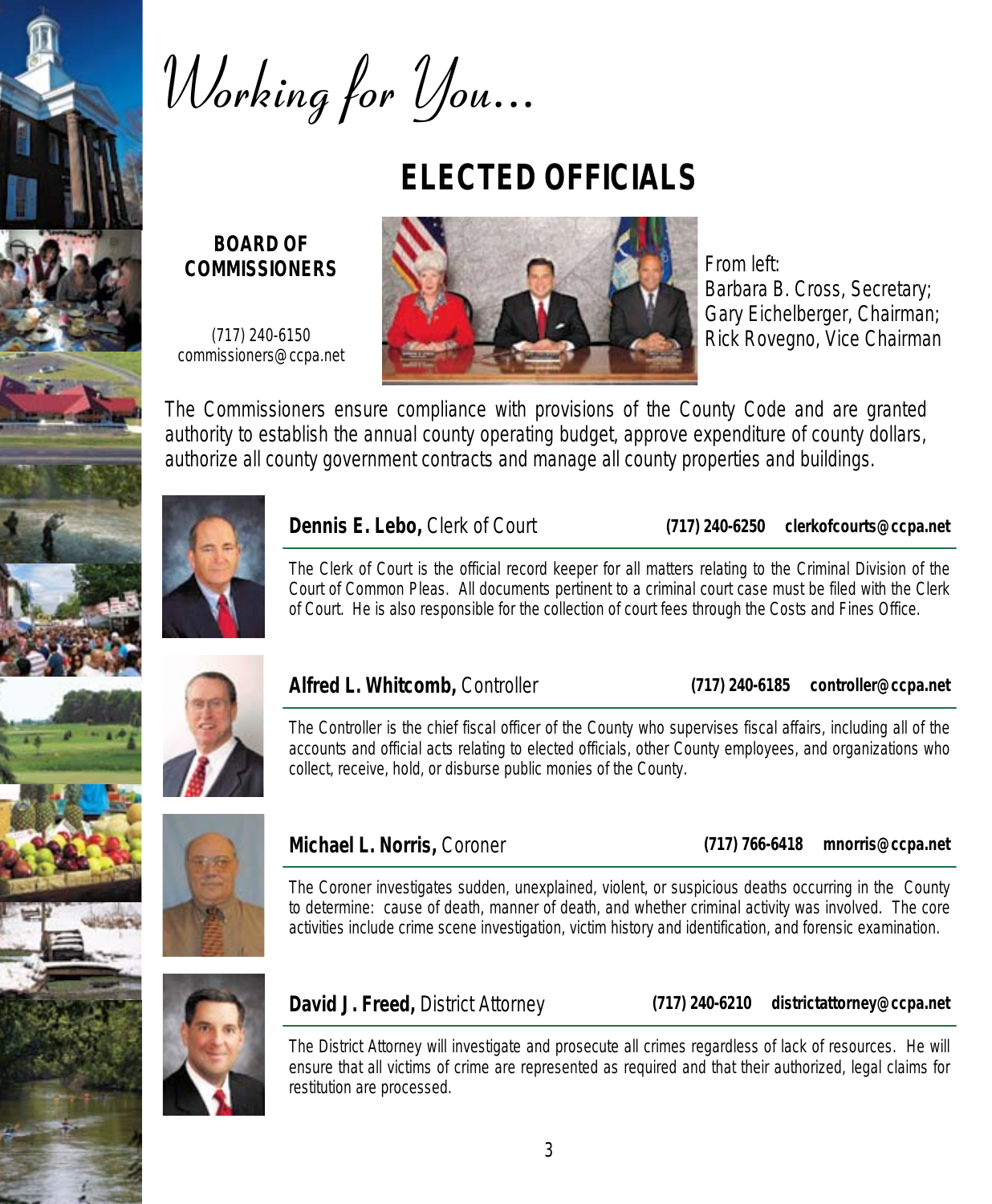# *Working for You...*

## ELECTED OFFICIALS

### BOARD OF COMMISSIONERS

(717) 240-6150
commissioners@ccpa.net

From left:
Barbara B. Cross, Secretary;
Gary Eichelberger, Chairman;
Rick Rovegno, Vice Chairman

The Commissioners ensure compliance with provisions of the County Code and are granted authority to establish the annual county operating budget, approve expenditure of county dollars, authorize all county government contracts and manage all county properties and buildings.

**Dennis E. Lebo,** Clerk of Court **(717) 240-6250 clerkofcourts@ccpa.net**

The Clerk of Court is the official record keeper for all matters relating to the Criminal Division of the Court of Common Pleas. All documents pertinent to a criminal court case must be filed with the Clerk of Court. He is also responsible for the collection of court fees through the Costs and Fines Office.

**Alfred L. Whitcomb,** Controller **(717) 240-6185 controller@ccpa.net**

The Controller is the chief fiscal officer of the County who supervises fiscal affairs, including all of the accounts and official acts relating to elected officials, other County employees, and organizations who collect, receive, hold, or disburse public monies of the County.

**Michael L. Norris,** Coroner **(717) 766-6418 mnorris@ccpa.net**

The Coroner investigates sudden, unexplained, violent, or suspicious deaths occurring in the County to determine: cause of death, manner of death, and whether criminal activity was involved. The core activities include crime scene investigation, victim history and identification, and forensic examination.

**David J. Freed,** District Attorney **(717) 240-6210 districtattorney@ccpa.net**

The District Attorney will investigate and prosecute all crimes regardless of lack of resources. He will ensure that all victims of crime are represented as required and that their authorized, legal claims for restitution are processed.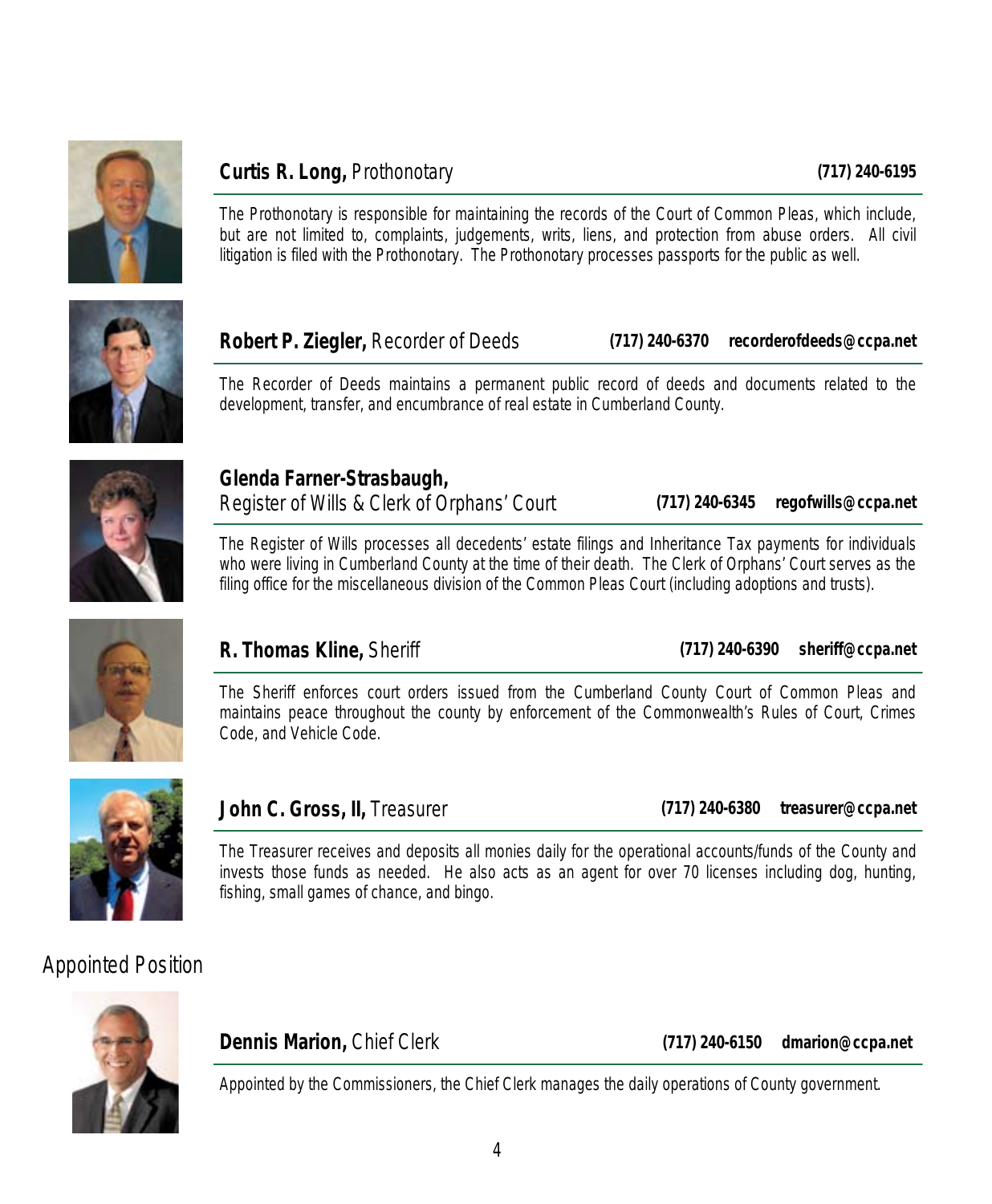**Curtis R. Long,** Prothonotary **(717) 240-6195**

The Prothonotary is responsible for maintaining the records of the Court of Common Pleas, which include, but are not limited to, complaints, judgements, writs, liens, and protection from abuse orders. All civil litigation is filed with the Prothonotary. The Prothonotary processes passports for the public as well.

**Robert P. Ziegler,** Recorder of Deeds **(717) 240-6370** **recorderofdeeds@ccpa.net**

The Recorder of Deeds maintains a permanent public record of deeds and documents related to the development, transfer, and encumbrance of real estate in Cumberland County.

**Glenda Farner-Strasbaugh,**
Register of Wills & Clerk of Orphans' Court **(717) 240-6345** **regofwills@ccpa.net**

The Register of Wills processes all decedents' estate filings and Inheritance Tax payments for individuals who were living in Cumberland County at the time of their death. The Clerk of Orphans' Court serves as the filing office for the miscellaneous division of the Common Pleas Court (including adoptions and trusts).

**R. Thomas Kline,** Sheriff **(717) 240-6390** **sheriff@ccpa.net**

The Sheriff enforces court orders issued from the Cumberland County Court of Common Pleas and maintains peace throughout the county by enforcement of the Commonwealth's Rules of Court, Crimes Code, and Vehicle Code.

**John C. Gross, II,** Treasurer **(717) 240-6380** **treasurer@ccpa.net**

The Treasurer receives and deposits all monies daily for the operational accounts/funds of the County and invests those funds as needed. He also acts as an agent for over 70 licenses including dog, hunting, fishing, small games of chance, and bingo.

## Appointed Position

**Dennis Marion,** Chief Clerk **(717) 240-6150** **dmarion@ccpa.net**

Appointed by the Commissioners, the Chief Clerk manages the daily operations of County government.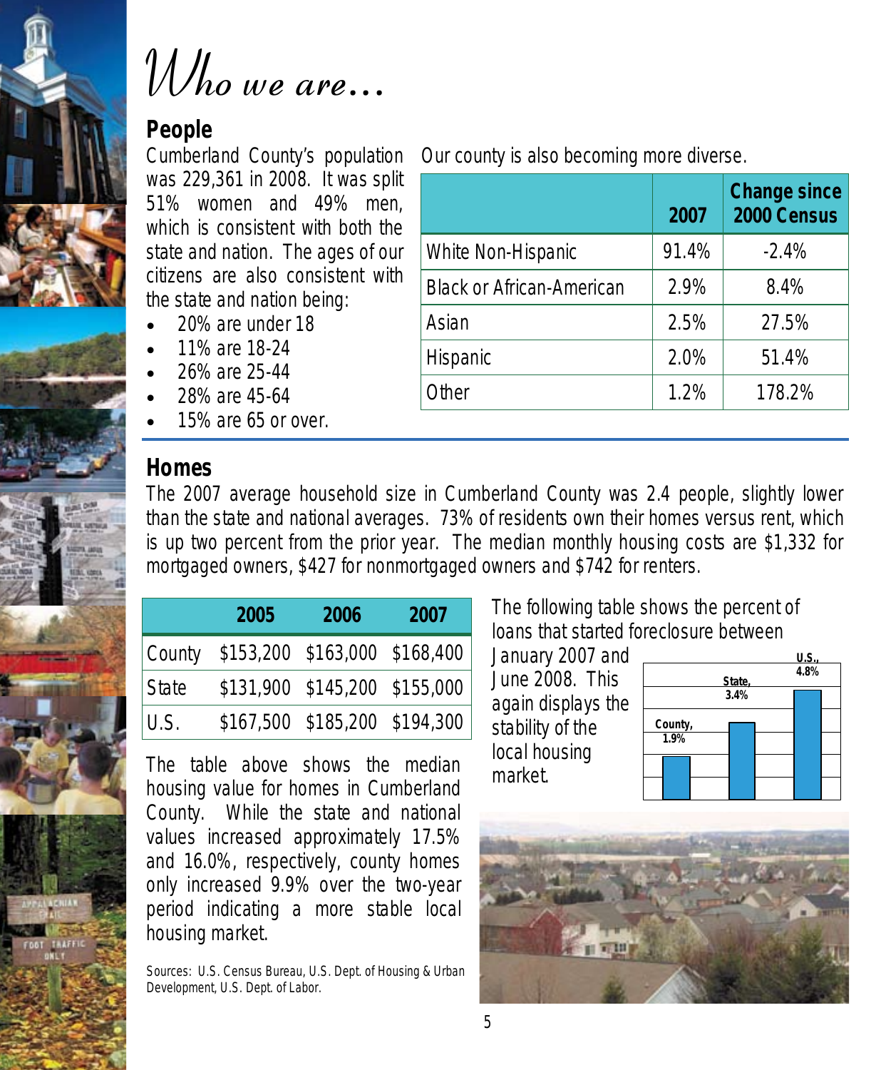# Who we are...

## People

Cumberland County's population was 229,361 in 2008. It was split 51% women and 49% men, which is consistent with both the state and nation. The ages of our citizens are also consistent with the state and nation being:

- 20% are under 18
- 11% are 18-24
- 26% are 25-44
- 28% are 45-64
- 15% are 65 or over.

Our county is also becoming more diverse.

| | 2007 | Change since 2000 Census |
|---|---|---|
| White Non-Hispanic | 91.4% | -2.4% |
| Black or African-American | 2.9% | 8.4% |
| Asian | 2.5% | 27.5% |
| Hispanic | 2.0% | 51.4% |
| Other | 1.2% | 178.2% |

## Homes

The 2007 average household size in Cumberland County was 2.4 people, slightly lower than the state and national averages. 73% of residents own their homes versus rent, which is up two percent from the prior year. The median monthly housing costs are $1,332 for mortgaged owners, $427 for nonmortgaged owners and $742 for renters.

| | 2005 | 2006 | 2007 |
|---|---|---|---|
| County | $153,200 | $163,000 | $168,400 |
| State | $131,900 | $145,200 | $155,000 |
| U.S. | $167,500 | $185,200 | $194,300 |

The table above shows the median housing value for homes in Cumberland County. While the state and national values increased approximately 17.5% and 16.0%, respectively, county homes only increased 9.9% over the two-year period indicating a more stable local housing market.

The following table shows the percent of loans that started foreclosure between January 2007 and June 2008. This again displays the stability of the local housing market.

| County | State | U.S. |
|---|---|---|
| 1.9% | 3.4% | 4.8% |

Sources: U.S. Census Bureau, U.S. Dept. of Housing & Urban Development, U.S. Dept. of Labor.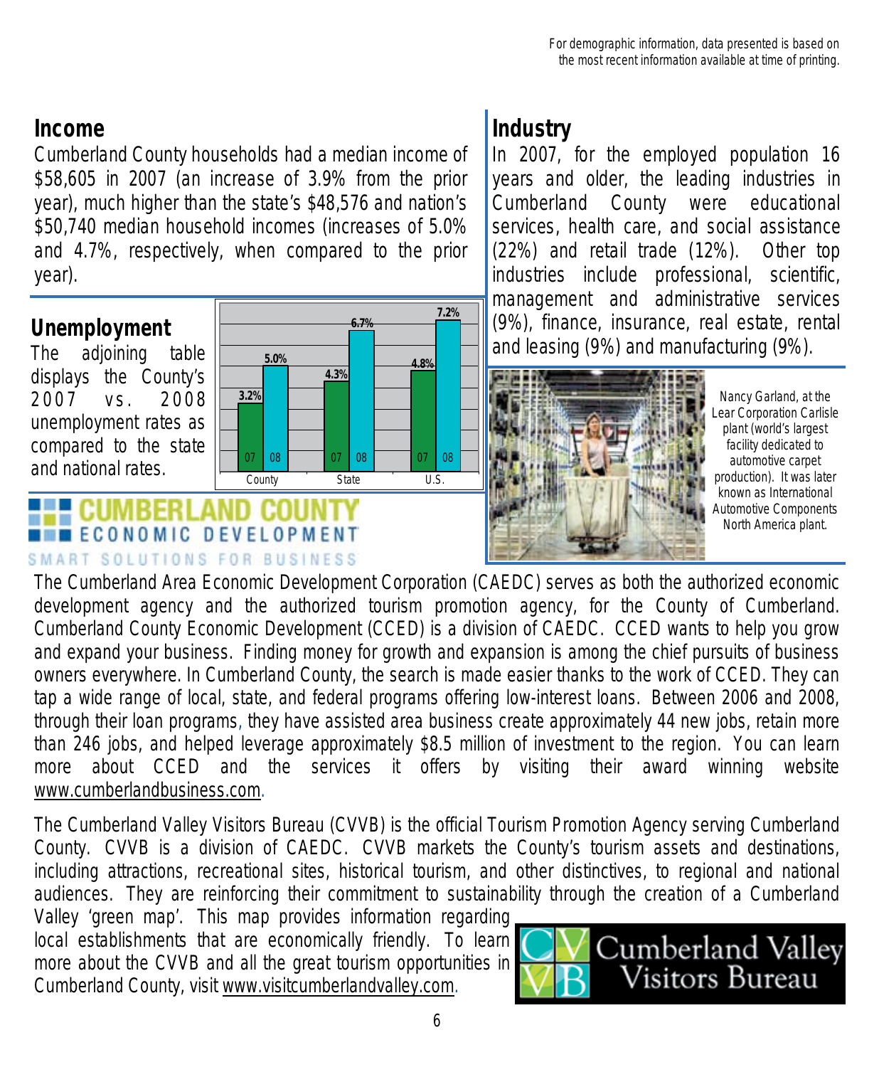For demographic information, data presented is based on the most recent information available at time of printing.

## Income

Cumberland County households had a median income of $58,605 in 2007 (an increase of 3.9% from the prior year), much higher than the state's $48,576 and nation's $50,740 median household incomes (increases of 5.0% and 4.7%, respectively, when compared to the prior year).

## Unemployment

The adjoining table displays the County's 2007 vs. 2008 unemployment rates as compared to the state and national rates.

| | 07 | 08 |
|---|---|---|
| County | 3.2% | 5.0% |
| State | 4.3% | 6.7% |
| U.S. | 4.8% | 7.2% |

## Industry

In 2007, for the employed population 16 years and older, the leading industries in Cumberland County were educational services, health care, and social assistance (22%) and retail trade (12%). Other top industries include professional, scientific, management and administrative services (9%), finance, insurance, real estate, rental and leasing (9%) and manufacturing (9%).

Nancy Garland, at the Lear Corporation Carlisle plant (world's largest facility dedicated to automotive carpet production). It was later known as International Automotive Components North America plant.

**CUMBERLAND COUNTY ECONOMIC DEVELOPMENT**
SMART SOLUTIONS FOR BUSINESS

The Cumberland Area Economic Development Corporation (CAEDC) serves as both the authorized economic development agency and the authorized tourism promotion agency, for the County of Cumberland. Cumberland County Economic Development (CCED) is a division of CAEDC. CCED wants to help you grow and expand your business. Finding money for growth and expansion is among the chief pursuits of business owners everywhere. In Cumberland County, the search is made easier thanks to the work of CCED. They can tap a wide range of local, state, and federal programs offering low-interest loans. Between 2006 and 2008, through their loan programs, they have assisted area business create approximately 44 new jobs, retain more than 246 jobs, and helped leverage approximately $8.5 million of investment to the region. You can learn more about CCED and the services it offers by visiting their award winning website www.cumberlandbusiness.com.

The Cumberland Valley Visitors Bureau (CVVB) is the official Tourism Promotion Agency serving Cumberland County. CVVB is a division of CAEDC. CVVB markets the County's tourism assets and destinations, including attractions, recreational sites, historical tourism, and other distinctives, to regional and national audiences. They are reinforcing their commitment to sustainability through the creation of a Cumberland Valley 'green map'. This map provides information regarding local establishments that are economically friendly. To learn more about the CVVB and all the great tourism opportunities in Cumberland County, visit www.visitcumberlandvalley.com.

Cumberland Valley Visitors Bureau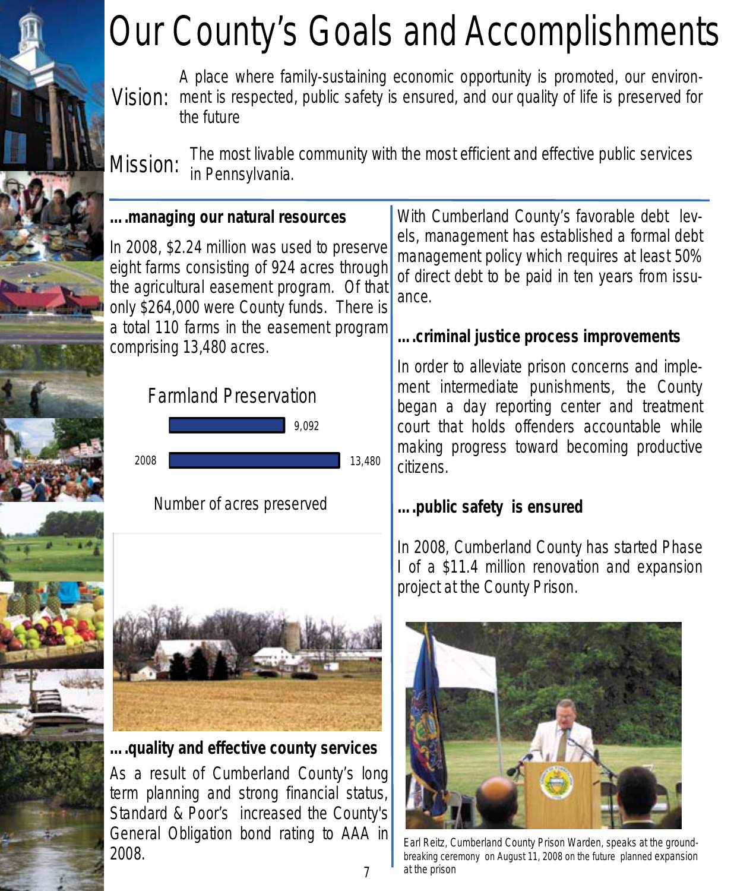# Our County's Goals and Accomplishments

**Vision:** A place where family-sustaining economic opportunity is promoted, our environment is respected, public safety is ensured, and our quality of life is preserved for the future

**Mission:** The most livable community with the most efficient and effective public services in Pennsylvania.

### ….managing our natural resources

In 2008, $2.24 million was used to preserve eight farms consisting of 924 acres through the agricultural easement program. Of that only $264,000 were County funds. There is a total 110 farms in the easement program comprising 13,480 acres.

**Farmland Preservation**

| | Number of acres preserved |
|---|---|
| | 9,092 |
| 2008 | 13,480 |

### ….quality and effective county services

As a result of Cumberland County's long term planning and strong financial status, Standard & Poor's increased the County's General Obligation bond rating to AAA in 2008.

With Cumberland County's favorable debt levels, management has established a formal debt management policy which requires at least 50% of direct debt to be paid in ten years from issuance.

### ….criminal justice process improvements

In order to alleviate prison concerns and implement intermediate punishments, the County began a day reporting center and treatment court that holds offenders accountable while making progress toward becoming productive citizens.

### ….public safety is ensured

In 2008, Cumberland County has started Phase I of a $11.4 million renovation and expansion project at the County Prison.

Earl Reitz, Cumberland County Prison Warden, speaks at the ground-breaking ceremony on August 11, 2008 on the future planned expansion at the prison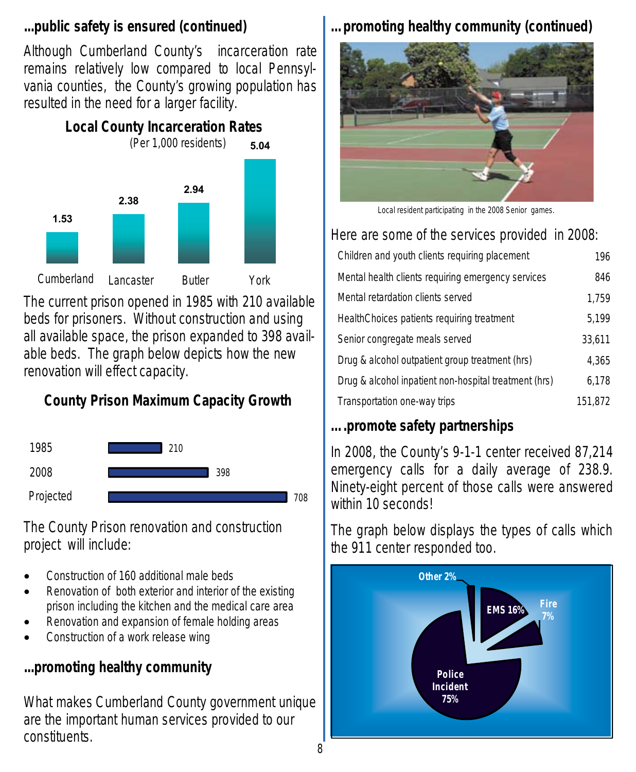## ...public safety is ensured (continued)

Although Cumberland County's incarceration rate remains relatively low compared to local Pennsylvania counties, the County's growing population has resulted in the need for a larger facility.

**Local County Incarceration Rates**
(Per 1,000 residents)

| County | Rate |
|---|---|
| Cumberland | 1.53 |
| Lancaster | 2.38 |
| Butler | 2.94 |
| York | 5.04 |

The current prison opened in 1985 with 210 available beds for prisoners. Without construction and using all available space, the prison expanded to 398 available beds. The graph below depicts how the new renovation will effect capacity.

**County Prison Maximum Capacity Growth**

| Year | Capacity |
|---|---|
| 1985 | 210 |
| 2008 | 398 |
| Projected | 708 |

The County Prison renovation and construction project will include:

- Construction of 160 additional male beds
- Renovation of both exterior and interior of the existing prison including the kitchen and the medical care area
- Renovation and expansion of female holding areas
- Construction of a work release wing

## ...promoting healthy community

What makes Cumberland County government unique are the important human services provided to our constituents.

## ...promoting healthy community (continued)

Local resident participating in the 2008 Senior games.

Here are some of the services provided in 2008:

| Service | Number |
|---|---|
| Children and youth clients requiring placement | 196 |
| Mental health clients requiring emergency services | 846 |
| Mental retardation clients served | 1,759 |
| HealthChoices patients requiring treatment | 5,199 |
| Senior congregate meals served | 33,611 |
| Drug & alcohol outpatient group treatment (hrs) | 4,365 |
| Drug & alcohol inpatient non-hospital treatment (hrs) | 6,178 |
| Transportation one-way trips | 151,872 |

## ....promote safety partnerships

In 2008, the County's 9-1-1 center received 87,214 emergency calls for a daily average of 238.9. Ninety-eight percent of those calls were answered within 10 seconds!

The graph below displays the types of calls which the 911 center responded too.

| Call Type | Percent |
|---|---|
| Police Incident | 75% |
| EMS | 16% |
| Fire | 7% |
| Other | 2% |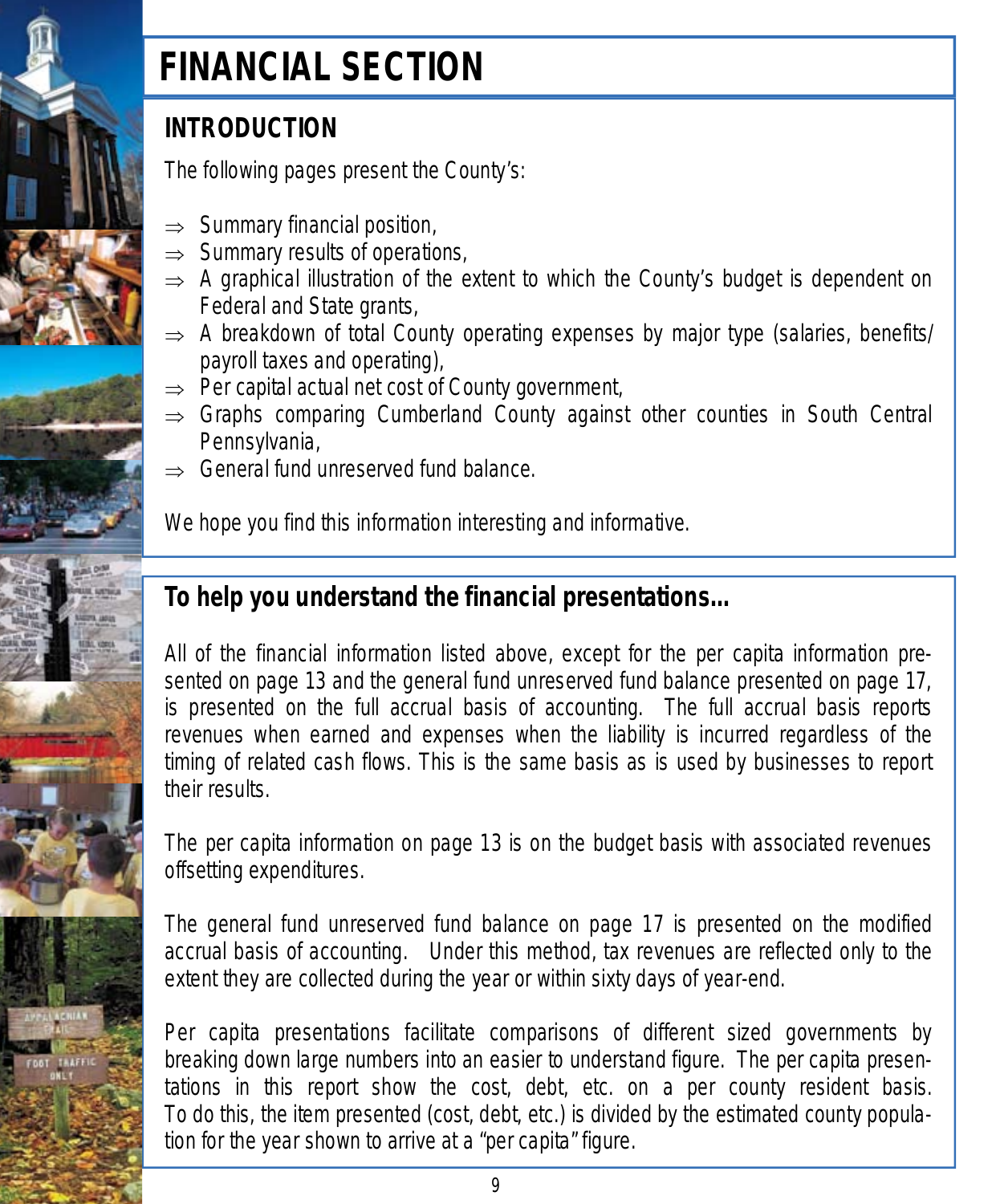# FINANCIAL SECTION

## INTRODUCTION

The following pages present the County's:

- ⇒ Summary financial position,
- ⇒ Summary results of operations,
- ⇒ A graphical illustration of the extent to which the County's budget is dependent on Federal and State grants,
- ⇒ A breakdown of total County operating expenses by major type (salaries, benefits/ payroll taxes and operating),
- ⇒ Per capital actual net cost of County government,
- ⇒ Graphs comparing Cumberland County against other counties in South Central Pennsylvania,
- ⇒ General fund unreserved fund balance.

We hope you find this information interesting and informative.

## To help you understand the financial presentations...

All of the financial information listed above, except for the per capita information presented on page 13 and the general fund unreserved fund balance presented on page 17, is presented on the full accrual basis of accounting. The full accrual basis reports revenues when earned and expenses when the liability is incurred regardless of the timing of related cash flows. This is the same basis as is used by businesses to report their results.

The per capita information on page 13 is on the budget basis with associated revenues offsetting expenditures.

The general fund unreserved fund balance on page 17 is presented on the modified accrual basis of accounting. Under this method, tax revenues are reflected only to the extent they are collected during the year or within sixty days of year-end.

Per capita presentations facilitate comparisons of different sized governments by breaking down large numbers into an easier to understand figure. The per capita presentations in this report show the cost, debt, etc. on a per county resident basis. To do this, the item presented (cost, debt, etc.) is divided by the estimated county population for the year shown to arrive at a "per capita" figure.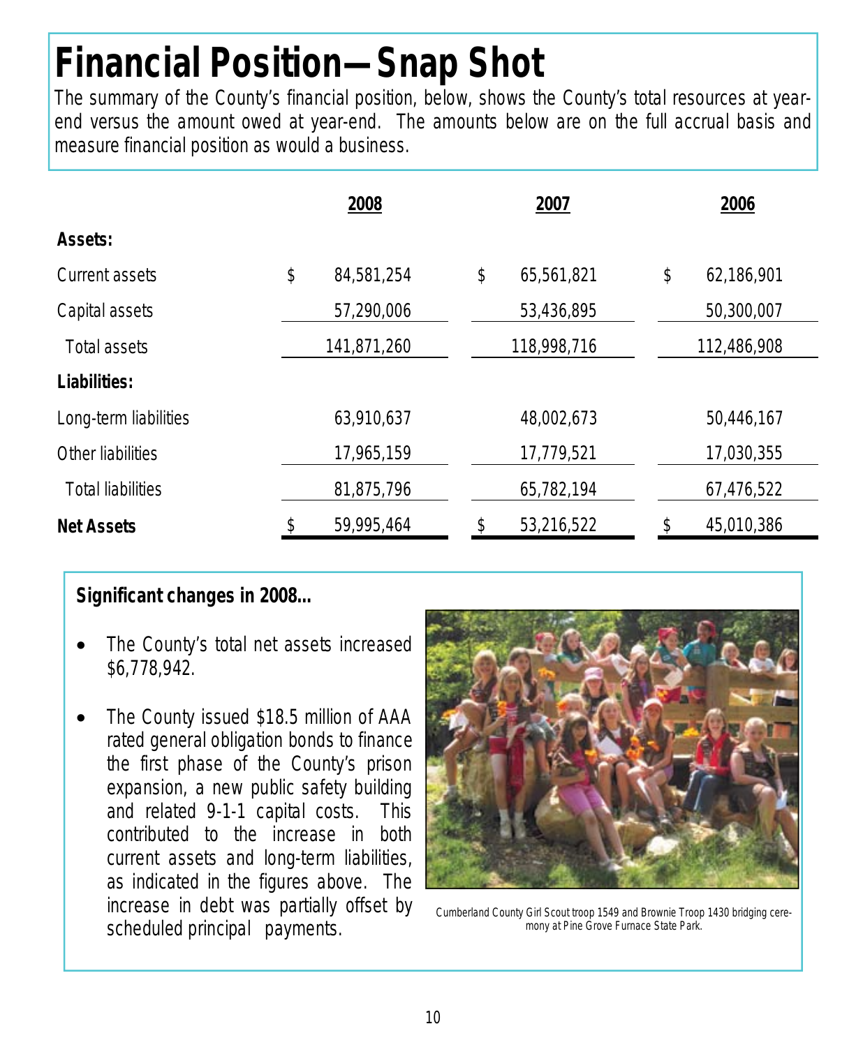# Financial Position—Snap Shot

The summary of the County's financial position, below, shows the County's total resources at year-end versus the amount owed at year-end. The amounts below are on the full accrual basis and measure financial position as would a business.

| | 2008 | 2007 | 2006 |
|---|---|---|---|
| **Assets:** | | | |
| Current assets | $ 84,581,254 | $ 65,561,821 | $ 62,186,901 |
| Capital assets | 57,290,006 | 53,436,895 | 50,300,007 |
| Total assets | 141,871,260 | 118,998,716 | 112,486,908 |
| **Liabilities:** | | | |
| Long-term liabilities | 63,910,637 | 48,002,673 | 50,446,167 |
| Other liabilities | 17,965,159 | 17,779,521 | 17,030,355 |
| Total liabilities | 81,875,796 | 65,782,194 | 67,476,522 |
| **Net Assets** | $ 59,995,464 | $ 53,216,522 | $ 45,010,386 |

**Significant changes in 2008...**

- The County's total net assets increased $6,778,942.
- The County issued $18.5 million of AAA rated general obligation bonds to finance the first phase of the County's prison expansion, a new public safety building and related 9-1-1 capital costs. This contributed to the increase in both current assets and long-term liabilities, as indicated in the figures above. The increase in debt was partially offset by scheduled principal payments.

Cumberland County Girl Scout troop 1549 and Brownie Troop 1430 bridging ceremony at Pine Grove Furnace State Park.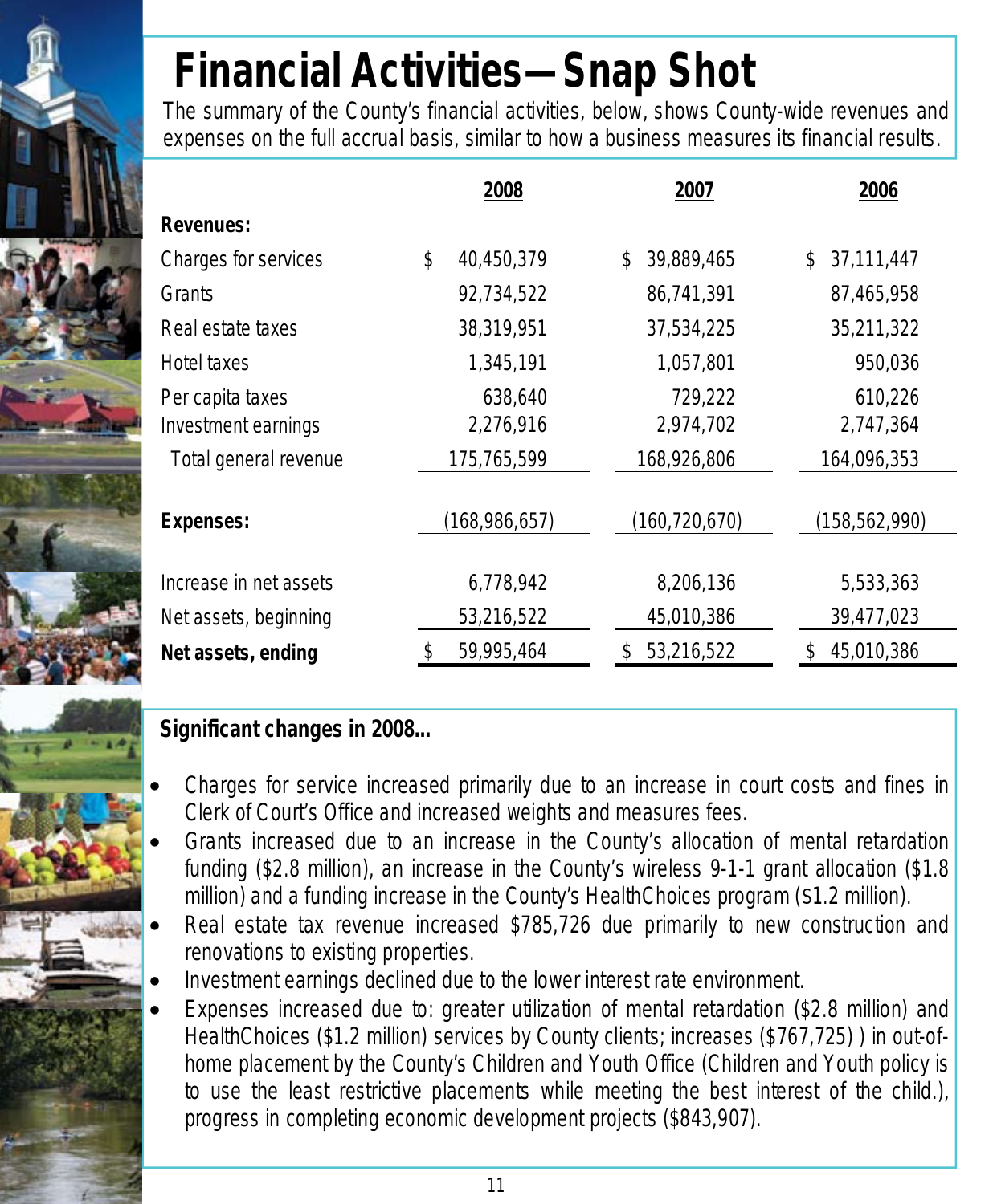# Financial Activities—Snap Shot

The summary of the County's financial activities, below, shows County-wide revenues and expenses on the full accrual basis, similar to how a business measures its financial results.

| | 2008 | 2007 | 2006 |
|---|---|---|---|
| **Revenues:** | | | |
| Charges for services | $ 40,450,379 | $ 39,889,465 | $ 37,111,447 |
| Grants | 92,734,522 | 86,741,391 | 87,465,958 |
| Real estate taxes | 38,319,951 | 37,534,225 | 35,211,322 |
| Hotel taxes | 1,345,191 | 1,057,801 | 950,036 |
| Per capita taxes | 638,640 | 729,222 | 610,226 |
| Investment earnings | 2,276,916 | 2,974,702 | 2,747,364 |
| Total general revenue | 175,765,599 | 168,926,806 | 164,096,353 |
| **Expenses:** | (168,986,657) | (160,720,670) | (158,562,990) |
| Increase in net assets | 6,778,942 | 8,206,136 | 5,533,363 |
| Net assets, beginning | 53,216,522 | 45,010,386 | 39,477,023 |
| **Net assets, ending** | $ 59,995,464 | $ 53,216,522 | $ 45,010,386 |

**Significant changes in 2008...**

- Charges for service increased primarily due to an increase in court costs and fines in Clerk of Court's Office and increased weights and measures fees.
- Grants increased due to an increase in the County's allocation of mental retardation funding ($2.8 million), an increase in the County's wireless 9-1-1 grant allocation ($1.8 million) and a funding increase in the County's HealthChoices program ($1.2 million).
- Real estate tax revenue increased $785,726 due primarily to new construction and renovations to existing properties.
- Investment earnings declined due to the lower interest rate environment.
- Expenses increased due to: greater utilization of mental retardation ($2.8 million) and HealthChoices ($1.2 million) services by County clients; increases ($767,725) ) in out-of-home placement by the County's Children and Youth Office (Children and Youth policy is to use the least restrictive placements while meeting the best interest of the child.), progress in completing economic development projects ($843,907).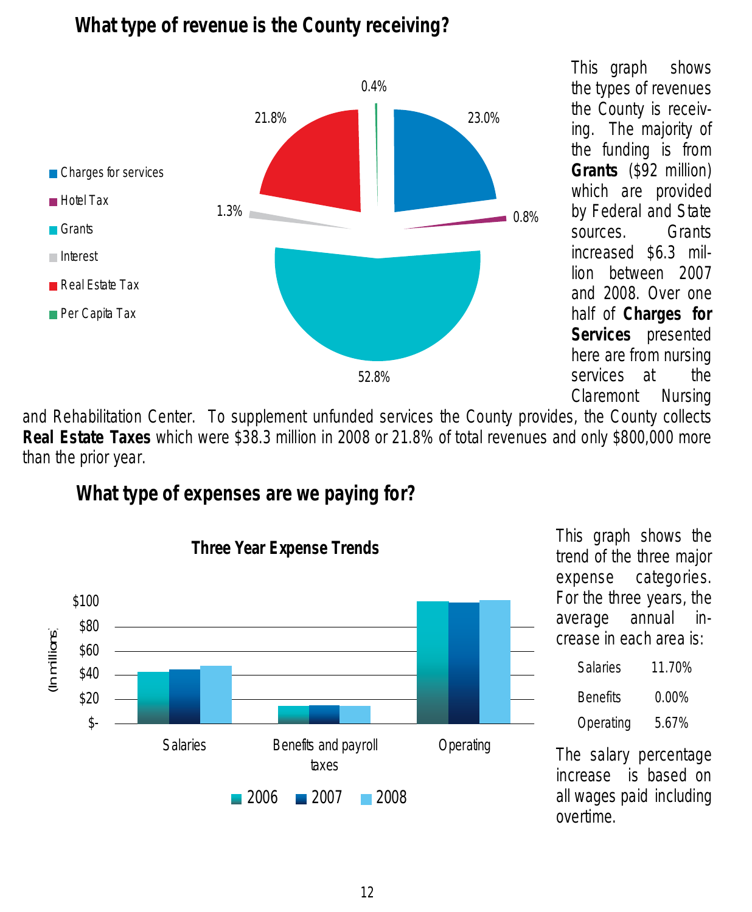## What type of revenue is the County receiving?

- Charges for services: 23.0%
- Hotel Tax: 0.8%
- Grants: 52.8%
- Interest: 1.3%
- Real Estate Tax: 21.8%
- Per Capita Tax: 0.4%

This graph shows the types of revenues the County is receiving. The majority of the funding is from **Grants** ($92 million) which are provided by Federal and State sources. Grants increased $6.3 million between 2007 and 2008. Over one half of **Charges for Services** presented here are from nursing services at the Claremont Nursing and Rehabilitation Center. To supplement unfunded services the County provides, the County collects **Real Estate Taxes** which were $38.3 million in 2008 or 21.8% of total revenues and only $800,000 more than the prior year.

## What type of expenses are we paying for?

**Three Year Expense Trends**

(In millions)

Categories: Salaries, Benefits and payroll taxes, Operating — for 2006, 2007, 2008

This graph shows the trend of the three major expense categories. For the three years, the average annual increase in each area is:

| | |
|---|---|
| Salaries | 11.70% |
| Benefits | 0.00% |
| Operating | 5.67% |

The salary percentage increase is based on all wages paid including overtime.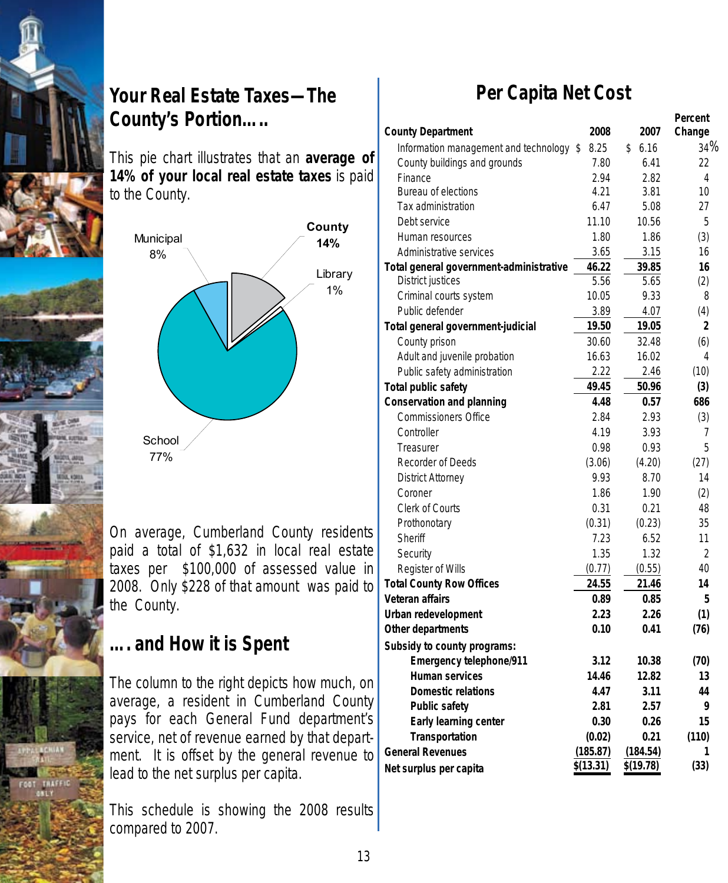## Your Real Estate Taxes—The County's Portion.....

This pie chart illustrates that an **average of 14% of your local real estate taxes** is paid to the County.

Municipal 8%
County 14%
Library 1%
School 77%

On average, Cumberland County residents paid a total of $1,632 in local real estate taxes per $100,000 of assessed value in 2008. Only $228 of that amount was paid to the County.

## .... and How it is Spent

The column to the right depicts how much, on average, a resident in Cumberland County pays for each General Fund department's service, net of revenue earned by that department. It is offset by the general revenue to lead to the net surplus per capita.

This schedule is showing the 2008 results compared to 2007.

## Per Capita Net Cost

| County Department | 2008 | 2007 | Percent Change |
|---|---|---|---|
| Information management and technology | $ 8.25 | $ 6.16 | 34% |
| County buildings and grounds | 7.80 | 6.41 | 22 |
| Finance | 2.94 | 2.82 | 4 |
| Bureau of elections | 4.21 | 3.81 | 10 |
| Tax administration | 6.47 | 5.08 | 27 |
| Debt service | 11.10 | 10.56 | 5 |
| Human resources | 1.80 | 1.86 | (3) |
| Administrative services | 3.65 | 3.15 | 16 |
| **Total general government-administrative** | **46.22** | **39.85** | **16** |
| District justices | 5.56 | 5.65 | (2) |
| Criminal courts system | 10.05 | 9.33 | 8 |
| Public defender | 3.89 | 4.07 | (4) |
| **Total general government-judicial** | **19.50** | **19.05** | **2** |
| County prison | 30.60 | 32.48 | (6) |
| Adult and juvenile probation | 16.63 | 16.02 | 4 |
| Public safety administration | 2.22 | 2.46 | (10) |
| **Total public safety** | **49.45** | **50.96** | **(3)** |
| **Conservation and planning** | **4.48** | **0.57** | **686** |
| Commissioners Office | 2.84 | 2.93 | (3) |
| Controller | 4.19 | 3.93 | 7 |
| Treasurer | 0.98 | 0.93 | 5 |
| Recorder of Deeds | (3.06) | (4.20) | (27) |
| District Attorney | 9.93 | 8.70 | 14 |
| Coroner | 1.86 | 1.90 | (2) |
| Clerk of Courts | 0.31 | 0.21 | 48 |
| Prothonotary | (0.31) | (0.23) | 35 |
| Sheriff | 7.23 | 6.52 | 11 |
| Security | 1.35 | 1.32 | 2 |
| Register of Wills | (0.77) | (0.55) | 40 |
| **Total County Row Offices** | **24.55** | **21.46** | **14** |
| **Veteran affairs** | **0.89** | **0.85** | **5** |
| **Urban redevelopment** | **2.23** | **2.26** | **(1)** |
| **Other departments** | **0.10** | **0.41** | **(76)** |
| **Subsidy to county programs:** | | | |
| **Emergency telephone/911** | **3.12** | **10.38** | **(70)** |
| **Human services** | **14.46** | **12.82** | **13** |
| **Domestic relations** | **4.47** | **3.11** | **44** |
| **Public safety** | **2.81** | **2.57** | **9** |
| **Early learning center** | **0.30** | **0.26** | **15** |
| **Transportation** | **(0.02)** | **0.21** | **(110)** |
| **General Revenues** | **(185.87)** | **(184.54)** | **1** |
| **Net surplus per capita** | **$(13.31)** | **$(19.78)** | **(33)** |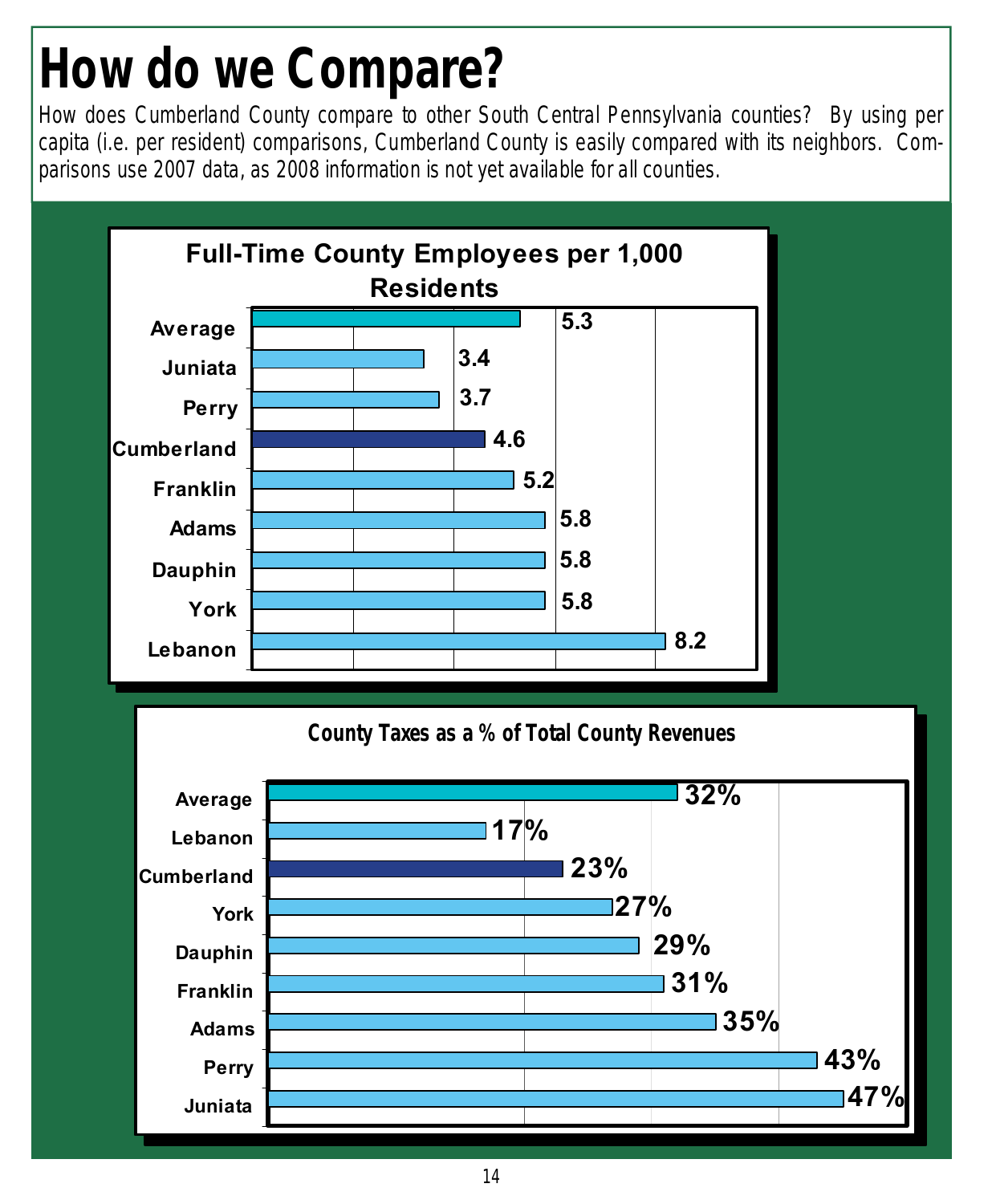# How do we Compare?

How does Cumberland County compare to other South Central Pennsylvania counties? By using per capita (i.e. per resident) comparisons, Cumberland County is easily compared with its neighbors. Comparisons use 2007 data, as 2008 information is not yet available for all counties.

**Full-Time County Employees per 1,000 Residents**

| County | Employees per 1,000 Residents |
|---|---|
| Average | 5.3 |
| Juniata | 3.4 |
| Perry | 3.7 |
| Cumberland | 4.6 |
| Franklin | 5.2 |
| Adams | 5.8 |
| Dauphin | 5.8 |
| York | 5.8 |
| Lebanon | 8.2 |

**County Taxes as a % of Total County Revenues**

| County | Taxes as % of Total Revenues |
|---|---|
| Average | 32% |
| Lebanon | 17% |
| Cumberland | 23% |
| York | 27% |
| Dauphin | 29% |
| Franklin | 31% |
| Adams | 35% |
| Perry | 43% |
| Juniata | 47% |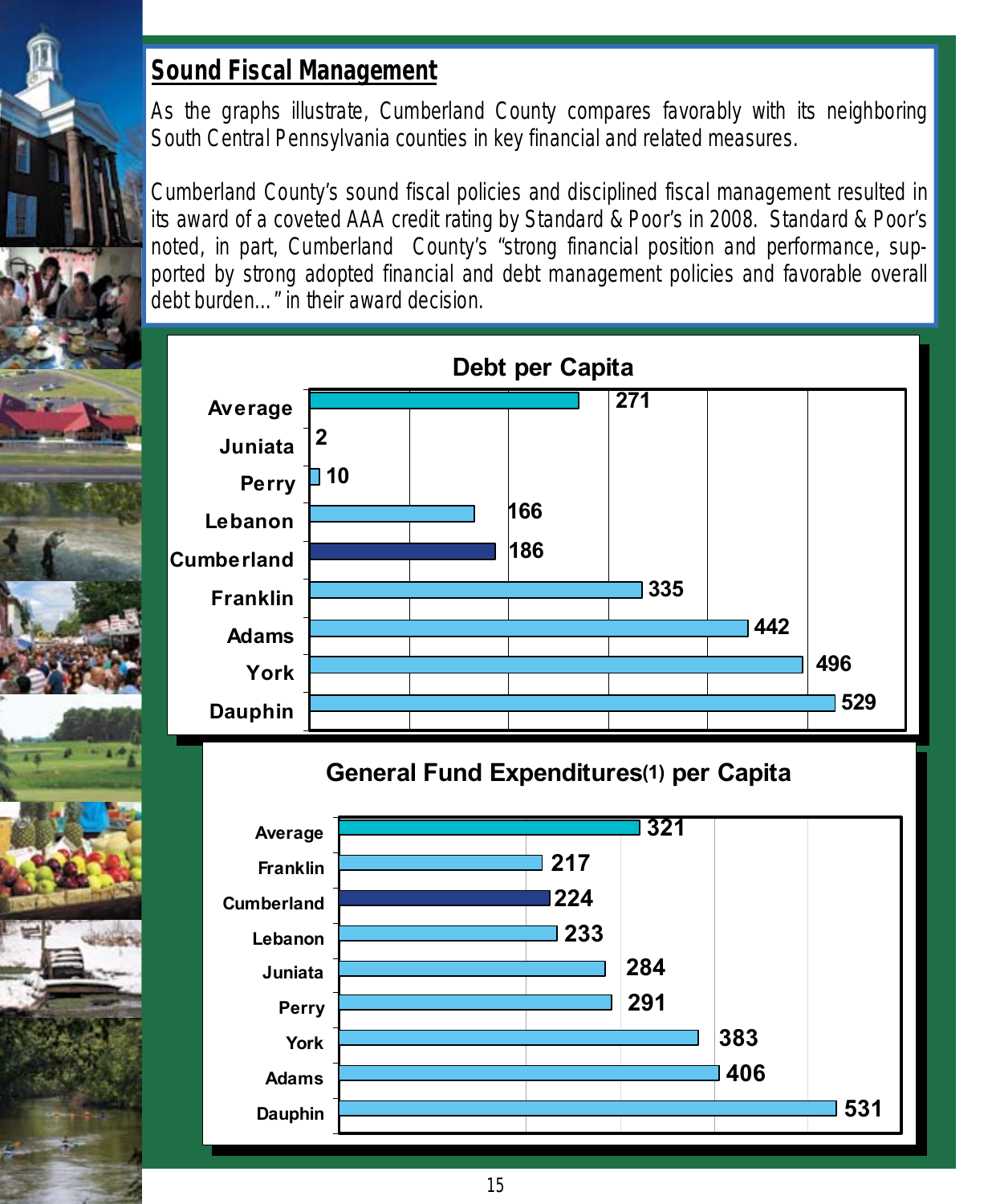## Sound Fiscal Management

As the graphs illustrate, Cumberland County compares favorably with its neighboring South Central Pennsylvania counties in key financial and related measures.

Cumberland County's sound fiscal policies and disciplined fiscal management resulted in its award of a coveted AAA credit rating by Standard & Poor's in 2008. Standard & Poor's noted, in part, Cumberland County's "strong financial position and performance, supported by strong adopted financial and debt management policies and favorable overall debt burden…" in their award decision.

### Debt per Capita

| County | Debt per Capita |
|---|---|
| Average | 271 |
| Juniata | 2 |
| Perry | 10 |
| Lebanon | 166 |
| Cumberland | 186 |
| Franklin | 335 |
| Adams | 442 |
| York | 496 |
| Dauphin | 529 |

### General Fund Expenditures(1) per Capita

| County | General Fund Expenditures per Capita |
|---|---|
| Average | 321 |
| Franklin | 217 |
| Cumberland | 224 |
| Lebanon | 233 |
| Juniata | 284 |
| Perry | 291 |
| York | 383 |
| Adams | 406 |
| Dauphin | 531 |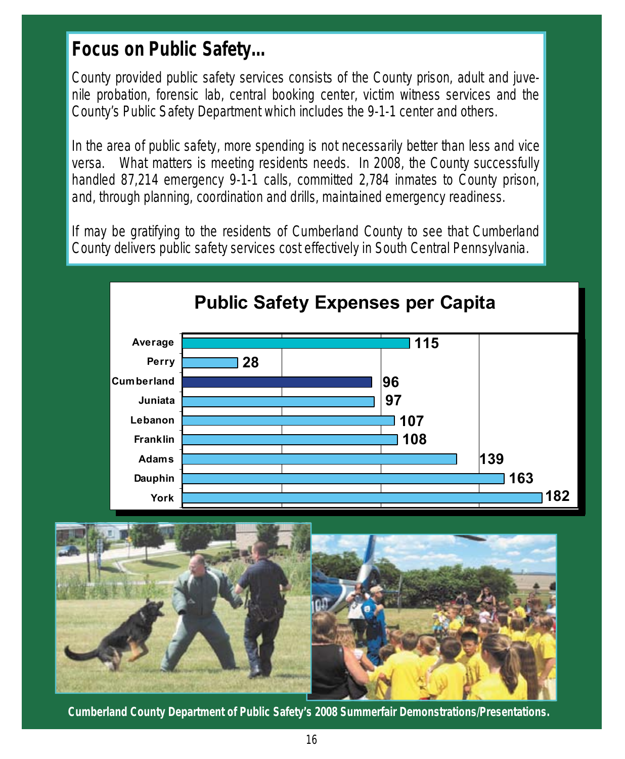## Focus on Public Safety...

County provided public safety services consists of the County prison, adult and juvenile probation, forensic lab, central booking center, victim witness services and the County's Public Safety Department which includes the 9-1-1 center and others.

In the area of public safety, more spending is not necessarily better than less and vice versa. What matters is meeting residents needs. In 2008, the County successfully handled 87,214 emergency 9-1-1 calls, committed 2,784 inmates to County prison, and, through planning, coordination and drills, maintained emergency readiness.

If may be gratifying to the residents of Cumberland County to see that Cumberland County delivers public safety services cost effectively in South Central Pennsylvania.

### Public Safety Expenses per Capita

| County | Expenses per Capita |
|---|---|
| Average | 115 |
| Perry | 28 |
| Cumberland | 96 |
| Juniata | 97 |
| Lebanon | 107 |
| Franklin | 108 |
| Adams | 139 |
| Dauphin | 163 |
| York | 182 |

**Cumberland County Department of Public Safety's 2008 Summerfair Demonstrations/Presentations.**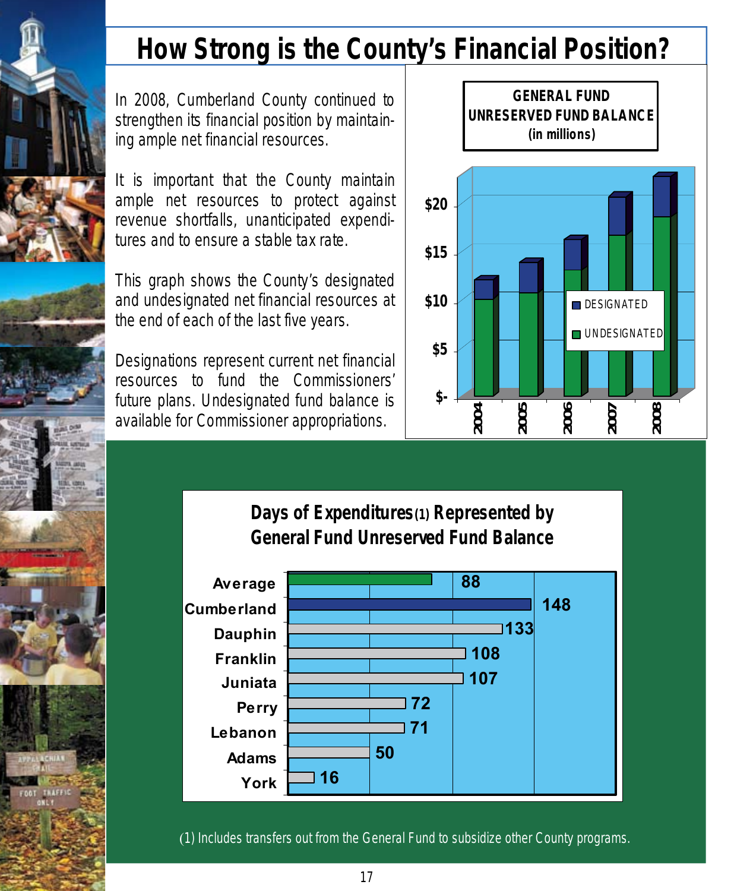# How Strong is the County's Financial Position?

In 2008, Cumberland County continued to strengthen its financial position by maintaining ample net financial resources.

It is important that the County maintain ample net resources to protect against revenue shortfalls, unanticipated expenditures and to ensure a stable tax rate.

This graph shows the County's designated and undesignated net financial resources at the end of each of the last five years.

Designations represent current net financial resources to fund the Commissioners' future plans. Undesignated fund balance is available for Commissioner appropriations.

**GENERAL FUND UNRESERVED FUND BALANCE (in millions)**

Legend: DESIGNATED, UNDESIGNATED

Axis: $-, $5, $10, $15, $20

Years: 2004, 2005, 2006, 2007, 2008

**Days of Expenditures(1) Represented by General Fund Unreserved Fund Balance**

| County | Days |
|---|---|
| Average | 88 |
| Cumberland | 148 |
| Dauphin | 133 |
| Franklin | 108 |
| Juniata | 107 |
| Perry | 72 |
| Lebanon | 71 |
| Adams | 50 |
| York | 16 |

(1) Includes transfers out from the General Fund to subsidize other County programs.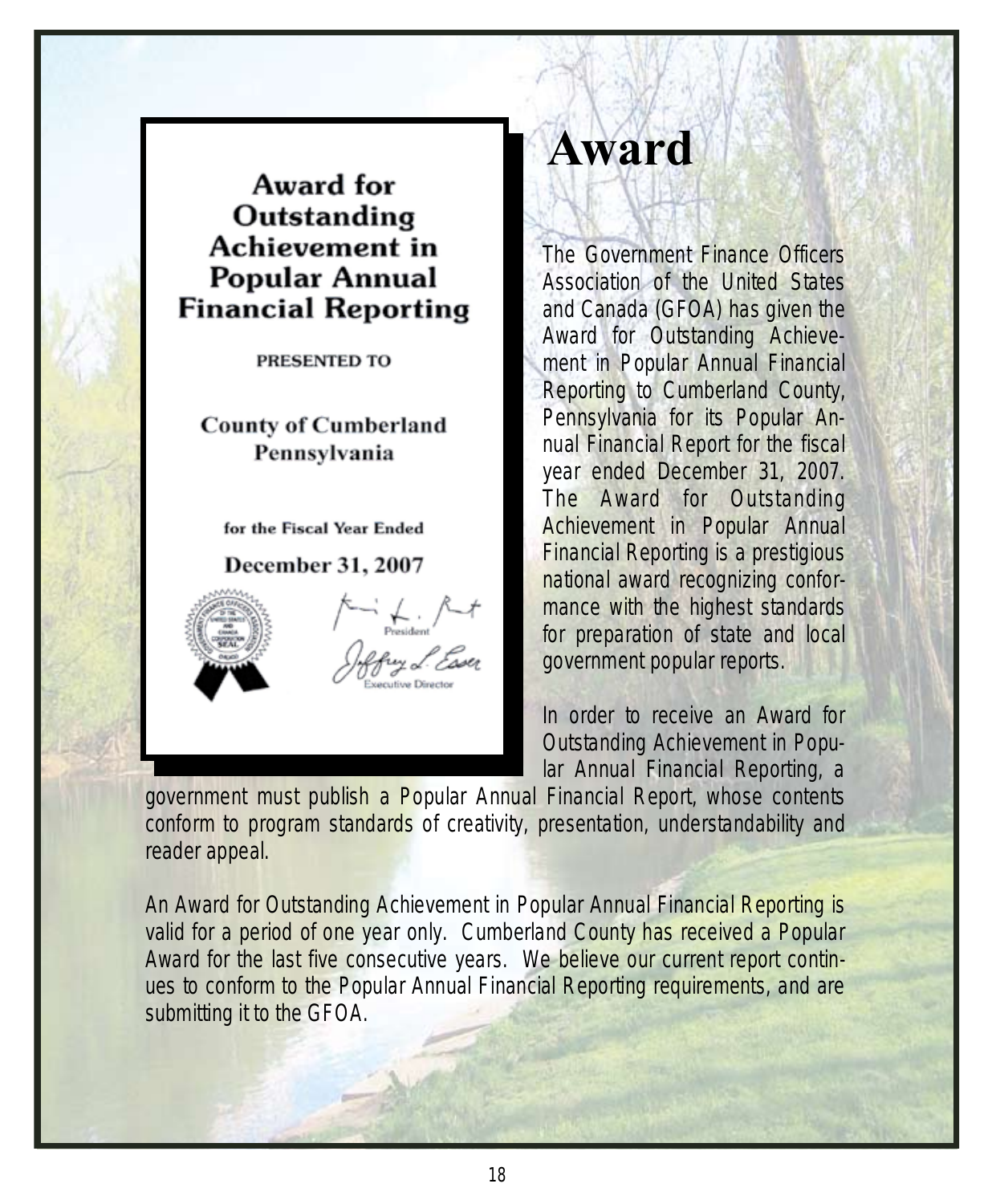# Award

**Award for Outstanding Achievement in Popular Annual Financial Reporting**

PRESENTED TO

**County of Cumberland Pennsylvania**

for the Fiscal Year Ended

**December 31, 2007**

President

Executive Director

The Government Finance Officers Association of the United States and Canada (GFOA) has given the Award for Outstanding Achievement in Popular Annual Financial Reporting to Cumberland County, Pennsylvania for its Popular Annual Financial Report for the fiscal year ended December 31, 2007. The Award for Outstanding Achievement in Popular Annual Financial Reporting is a prestigious national award recognizing conformance with the highest standards for preparation of state and local government popular reports.

In order to receive an Award for Outstanding Achievement in Popular Annual Financial Reporting, a government must publish a Popular Annual Financial Report, whose contents conform to program standards of creativity, presentation, understandability and reader appeal.

An Award for Outstanding Achievement in Popular Annual Financial Reporting is valid for a period of one year only. Cumberland County has received a Popular Award for the last five consecutive years. We believe our current report continues to conform to the Popular Annual Financial Reporting requirements, and are submitting it to the GFOA.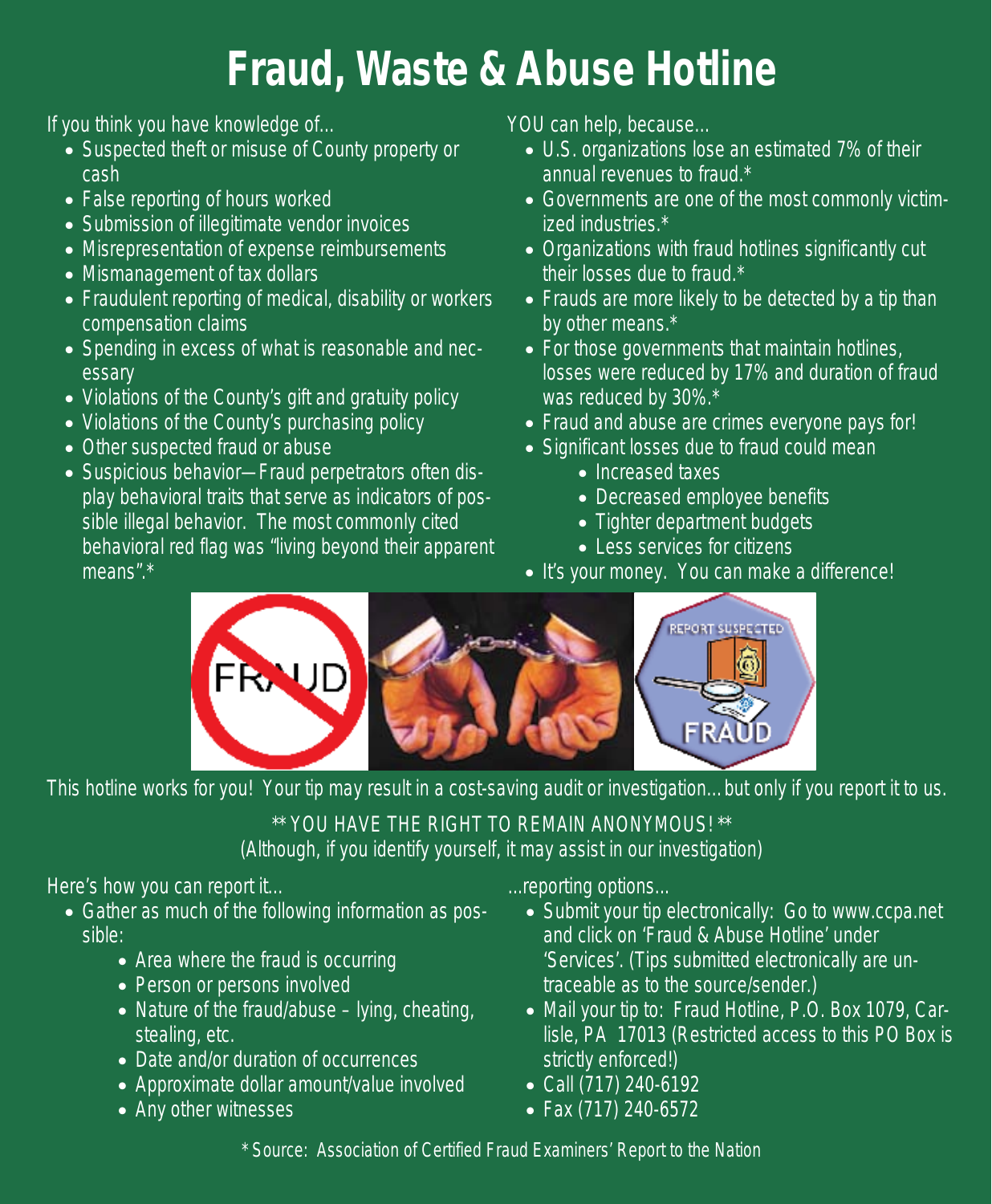# Fraud, Waste & Abuse Hotline

If you think you have knowledge of...

- Suspected theft or misuse of County property or cash
- False reporting of hours worked
- Submission of illegitimate vendor invoices
- Misrepresentation of expense reimbursements
- Mismanagement of tax dollars
- Fraudulent reporting of medical, disability or workers compensation claims
- Spending in excess of what is reasonable and necessary
- Violations of the County's gift and gratuity policy
- Violations of the County's purchasing policy
- Other suspected fraud or abuse
- Suspicious behavior—Fraud perpetrators often display behavioral traits that serve as indicators of possible illegal behavior. The most commonly cited behavioral red flag was "living beyond their apparent means".*

YOU can help, because...

- U.S. organizations lose an estimated 7% of their annual revenues to fraud.*
- Governments are one of the most commonly victimized industries.*
- Organizations with fraud hotlines significantly cut their losses due to fraud.*
- Frauds are more likely to be detected by a tip than by other means.*
- For those governments that maintain hotlines, losses were reduced by 17% and duration of fraud was reduced by 30%.*
- Fraud and abuse are crimes everyone pays for!
- Significant losses due to fraud could mean
  - Increased taxes
  - Decreased employee benefits
  - Tighter department budgets
  - Less services for citizens
- It's your money. You can make a difference!

This hotline works for you! Your tip may result in a cost-saving audit or investigation...but only if you report it to us.

** YOU HAVE THE RIGHT TO REMAIN ANONYMOUS! **
(Although, if you identify yourself, it may assist in our investigation)

Here's how you can report it...

- Gather as much of the following information as possible:
  - Area where the fraud is occurring
  - Person or persons involved
  - Nature of the fraud/abuse – lying, cheating, stealing, etc.
  - Date and/or duration of occurrences
  - Approximate dollar amount/value involved
  - Any other witnesses

...reporting options...

- Submit your tip electronically: Go to www.ccpa.net and click on 'Fraud & Abuse Hotline' under 'Services'. (Tips submitted electronically are untraceable as to the source/sender.)
- Mail your tip to: Fraud Hotline, P.O. Box 1079, Carlisle, PA 17013 (Restricted access to this PO Box is strictly enforced!)
- Call (717) 240-6192
- Fax (717) 240-6572

* Source: Association of Certified Fraud Examiners' Report to the Nation